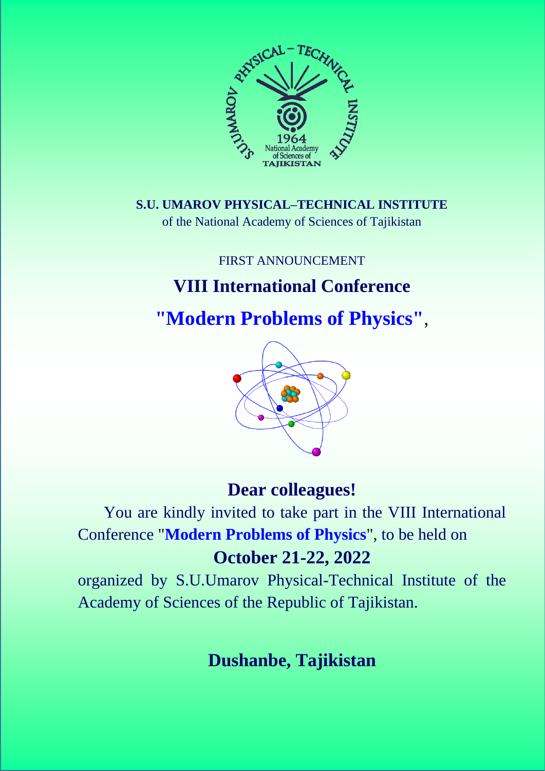**S.U. UMAROV PHYSICAL–TECHNICAL INSTITUTE**
of the National Academy of Sciences of Tajikistan

FIRST ANNOUNCEMENT

# VIII International Conference

# "Modern Problems of Physics",

## Dear colleagues!

You are kindly invited to take part in the VIII International Conference "**Modern Problems of Physics**", to be held on

**October 21-22, 2022**

organized by S.U.Umarov Physical-Technical Institute of the Academy of Sciences of the Republic of Tajikistan.

**Dushanbe, Tajikistan**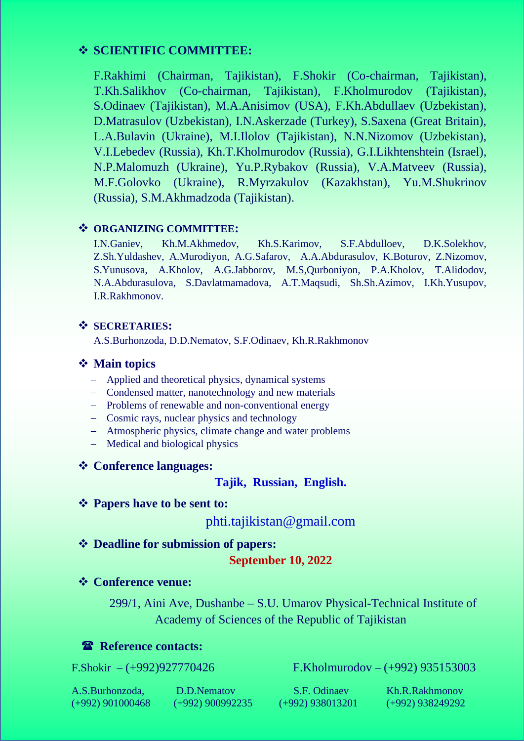## ❖ SCIENTIFIC COMMITTEE:

F.Rakhimi (Chairman, Tajikistan), F.Shokir (Co-chairman, Tajikistan), T.Kh.Salikhov (Co-chairman, Tajikistan), F.Kholmurodov (Tajikistan), S.Odinaev (Tajikistan), M.A.Anisimov (USA), F.Kh.Abdullaev (Uzbekistan), D.Matrasulov (Uzbekistan), I.N.Askerzade (Turkey), S.Saxena (Great Britain), L.A.Bulavin (Ukraine), M.I.Ilolov (Tajikistan), N.N.Nizomov (Uzbekistan), V.I.Lebedev (Russia), Kh.T.Kholmurodov (Russia), G.I.Likhtenshtein (Israel), N.P.Malomuzh (Ukraine), Yu.P.Rybakov (Russia), V.A.Matveev (Russia), M.F.Golovko (Ukraine), R.Myrzakulov (Kazakhstan), Yu.M.Shukrinov (Russia), S.M.Akhmadzoda (Tajikistan).

## ❖ ORGANIZING COMMITTEE:

I.N.Ganiev, Kh.M.Akhmedov, Kh.S.Karimov, S.F.Abdulloev, D.K.Solekhov, Z.Sh.Yuldashev, A.Murodiyon, A.G.Safarov, A.A.Abdurasulov, K.Boturov, Z.Nizomov, S.Yunusova, A.Kholov, A.G.Jabborov, M.S,Qurboniyon, P.A.Kholov, T.Alidodov, N.A.Abdurasulova, S.Davlatmamadova, A.T.Maqsudi, Sh.Sh.Azimov, I.Kh.Yusupov, I.R.Rakhmonov.

## ❖ SECRETARIES:

A.S.Burhonzoda, D.D.Nematov, S.F.Odinaev, Kh.R.Rakhmonov

## ❖ Main topics

- Applied and theoretical physics, dynamical systems
- Condensed matter, nanotechnology and new materials
- Problems of renewable and non-conventional energy
- Cosmic rays, nuclear physics and technology
- Atmospheric physics, climate change and water problems
- Medical and biological physics

## ❖ Conference languages:

**Tajik, Russian, English.**

## ❖ Papers have to be sent to:

phti.tajikistan@gmail.com

## ❖ Deadline for submission of papers:

**September 10, 2022**

## ❖ Conference venue:

299/1, Aini Ave, Dushanbe – S.U. Umarov Physical-Technical Institute of Academy of Sciences of the Republic of Tajikistan

## ☎ Reference contacts:

F.Shokir – (+992)927770426

F.Kholmurodov – (+992) 935153003

A.S.Burhonzoda, (+992) 901000468

D.D.Nematov (+992) 900992235

S.F. Odinaev (+992) 938013201

Kh.R.Rakhmonov (+992) 938249292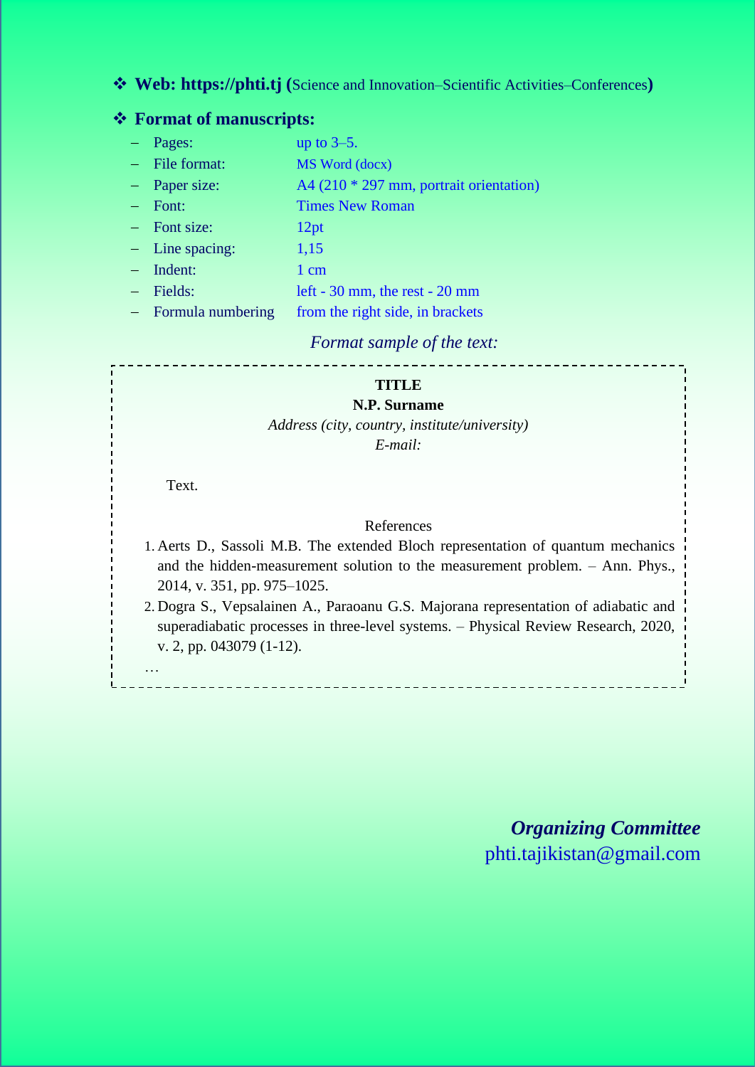- **Web: https://phti.tj (**Science and Innovation–Scientific Activities–Conferences**)**

- **Format of manuscripts:**

  - Pages: up to 3–5.
  - File format: MS Word (docx)
  - Paper size: A4 (210 * 297 mm, portrait orientation)
  - Font: Times New Roman
  - Font size: 12pt
  - Line spacing: 1,15
  - Indent: 1 cm
  - Fields: left - 30 mm, the rest - 20 mm
  - Formula numbering from the right side, in brackets

*Format sample of the text:*

**TITLE**

**N.P. Surname**

*Address (city, country, institute/university)*

*E-mail:*

Text.

References

1. Aerts D., Sassoli M.B. The extended Bloch representation of quantum mechanics and the hidden-measurement solution to the measurement problem. – Ann. Phys., 2014, v. 351, pp. 975–1025.
2. Dogra S., Vepsalainen A., Paraoanu G.S. Majorana representation of adiabatic and superadiabatic processes in three-level systems. – Physical Review Research, 2020, v. 2, pp. 043079 (1-12).

…

***Organizing Committee***

phti.tajikistan@gmail.com